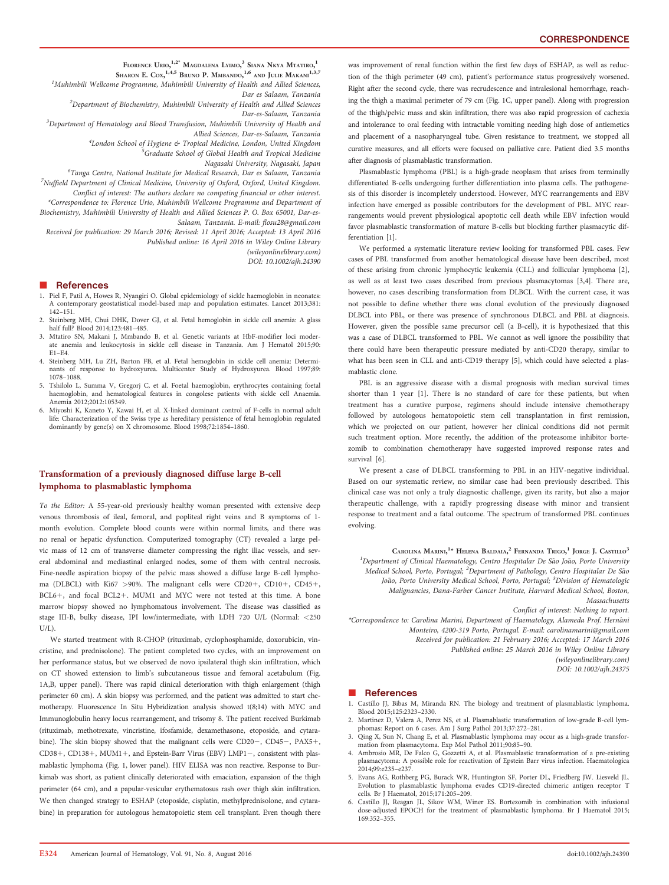Florence Urio,[1,2*] Magdalena Lyimo,[3] Siana Nkya Mtatiro,[1]
Sharon E. Cox,[1,4,5] Bruno P. Mmbando,[1,6] and Julie Makani[1,3,7]

[1]Muhimbili Wellcome Programme, Muhimbili University of Health and Allied Sciences, Dar es Salaam, Tanzania

[2]Department of Biochemistry, Muhimbili University of Health and Allied Sciences Dar-es-Salaam, Tanzania

[3]Department of Hematology and Blood Transfusion, Muhimbili University of Health and Allied Sciences, Dar-es-Salaam, Tanzania

[4]London School of Hygiene & Tropical Medicine, London, United Kingdom

[5]Graduate School of Global Health and Tropical Medicine Nagasaki University, Nagasaki, Japan

[6]Tanga Centre, National Institute for Medical Research, Dar es Salaam, Tanzania

[7]Nuffield Department of Clinical Medicine, University of Oxford, Oxford, United Kingdom.

*Conflict of interest: The authors declare no competing financial or other interest.*

*Correspondence to: Florence Urio, Muhimbili Wellcome Programme and Department of Biochemistry, Muhimbili University of Health and Allied Sciences P. O. Box 65001, Dar-es-Salaam, Tanzania. E-mail: flosu28@gmail.com

Received for publication: 29 March 2016; Revised: 11 April 2016; Accepted: 13 April 2016

Published online: 16 April 2016 in Wiley Online Library (wileyonlinelibrary.com)

DOI: 10.1002/ajh.24390

## References

1. Piel F, Patil A, Howes R, Nyangiri O. Global epidemiology of sickle haemoglobin in neonates: A contemporary geostatistical model-based map and population estimates. Lancet 2013;381: 142–151.
2. Steinberg MH, Chui DHK, Dover GJ, et al. Fetal hemoglobin in sickle cell anemia: A glass half full? Blood 2014;123:481–485.
3. Mtatiro SN, Makani J, Mmbando B, et al. Genetic variants at HbF-modifier loci moderate anemia and leukocytosis in sickle cell disease in Tanzania. Am J Hematol 2015;90: E1–E4.
4. Steinberg MH, Lu ZH, Barton FB, et al. Fetal hemoglobin in sickle cell anemia: Determinants of response to hydroxyurea. Multicenter Study of Hydroxyurea. Blood 1997;89: 1078–1088.
5. Tshilolo L, Summa V, Gregorj C, et al. Foetal haemoglobin, erythrocytes containing foetal haemoglobin, and hematological features in congolese patients with sickle cell Anaemia. Anemia 2012;2012:105349.
6. Miyoshi K, Kaneto Y, Kawai H, et al. X-linked dominant control of F-cells in normal adult life: Characterization of the Swiss type as hereditary persistence of fetal hemoglobin regulated dominantly by gene(s) on X chromosome. Blood 1998;72:1854–1860.

## Transformation of a previously diagnosed diffuse large B-cell lymphoma to plasmablastic lymphoma

*To the Editor:* A 55-year-old previously healthy woman presented with extensive deep venous thrombosis of ileal, femoral, and popliteal right veins and B symptoms of 1-month evolution. Complete blood counts were within normal limits, and there was no renal or hepatic dysfunction. Computerized tomography (CT) revealed a large pelvic mass of 12 cm of transverse diameter compressing the right iliac vessels, and several abdominal and mediastinal enlarged nodes, some of them with central necrosis. Fine-needle aspiration biopsy of the pelvic mass showed a diffuse large B-cell lymphoma (DLBCL) with Ki67 >90%. The malignant cells were CD20+, CD10+, CD45+, BCL6+, and focal BCL2+. MUM1 and MYC were not tested at this time. A bone marrow biopsy showed no lymphomatous involvement. The disease was classified as stage III-B, bulky disease, IPI low/intermediate, with LDH 720 U/L (Normal: <250 U/L).

We started treatment with R-CHOP (rituximab, cyclophosphamide, doxorubicin, vincristine, and prednisolone). The patient completed two cycles, with an improvement on her performance status, but we observed de novo ipsilateral thigh skin infiltration, which on CT showed extension to limb's subcutaneous tissue and femoral acetabulum (Fig. 1A,B, upper panel). There was rapid clinical deterioration with thigh enlargement (thigh perimeter 60 cm). A skin biopsy was performed, and the patient was admitted to start chemotherapy. Fluorescence In Situ Hybridization analysis showed t(8;14) with MYC and Immunoglobulin heavy locus rearrangement, and trisomy 8. The patient received Burkimab (rituximab, methotrexate, vincristine, ifosfamide, dexamethasone, etoposide, and cytarabine). The skin biopsy showed that the malignant cells were CD20−, CD45−, PAX5+, CD38+, CD138+, MUM1+, and Epstein-Barr Virus (EBV) LMP1−, consistent with plasmablastic lymphoma (Fig. 1, lower panel). HIV ELISA was non reactive. Response to Burkimab was short, as patient clinically deteriorated with emaciation, expansion of the thigh perimeter (64 cm), and a papular-vesicular erythematosus rash over thigh skin infiltration. We then changed strategy to ESHAP (etoposide, cisplatin, methylprednisolone, and cytarabine) in preparation for autologous hematopoietic stem cell transplant. Even though there was improvement of renal function within the first few days of ESHAP, as well as reduction of the thigh perimeter (49 cm), patient's performance status progressively worsened. Right after the second cycle, there was recrudescence and intralesional hemorrhage, reaching the thigh a maximal perimeter of 79 cm (Fig. 1C, upper panel). Along with progression of the thigh/pelvic mass and skin infiltration, there was also rapid progression of cachexia and intolerance to oral feeding with intractable vomiting needing high dose of antiemetics and placement of a nasopharyngeal tube. Given resistance to treatment, we stopped all curative measures, and all efforts were focused on palliative care. Patient died 3.5 months after diagnosis of plasmablastic transformation.

Plasmablastic lymphoma (PBL) is a high-grade neoplasm that arises from terminally differentiated B-cells undergoing further differentiation into plasma cells. The pathogenesis of this disorder is incompletely understood. However, MYC rearrangements and EBV infection have emerged as possible contributors for the development of PBL. MYC rearrangements would prevent physiological apoptotic cell death while EBV infection would favor plasmablastic transformation of mature B-cells but blocking further plasmacytic differentiation [1].

We performed a systematic literature review looking for transformed PBL cases. Few cases of PBL transformed from another hematological disease have been described, most of these arising from chronic lymphocytic leukemia (CLL) and follicular lymphoma [2], as well as at least two cases described from previous plasmacytomas [3,4]. There are, however, no cases describing transformation from DLBCL. With the current case, it was not possible to define whether there was clonal evolution of the previously diagnosed DLBCL into PBL, or there was presence of synchronous DLBCL and PBL at diagnosis. However, given the possible same precursor cell (a B-cell), it is hypothesized that this was a case of DLBCL transformed to PBL. We cannot as well ignore the possibility that there could have been therapeutic pressure mediated by anti-CD20 therapy, similar to what has been seen in CLL and anti-CD19 therapy [5], which could have selected a plasmablastic clone.

PBL is an aggressive disease with a dismal prognosis with median survival times shorter than 1 year [1]. There is no standard of care for these patients, but when treatment has a curative purpose, regimens should include intensive chemotherapy followed by autologous hematopoietic stem cell transplantation in first remission, which we projected on our patient, however her clinical conditions did not permit such treatment option. More recently, the addition of the proteasome inhibitor bortezomib to combination chemotherapy have suggested improved response rates and survival [6].

We present a case of DLBCL transforming to PBL in an HIV-negative individual. Based on our systematic review, no similar case had been previously described. This clinical case was not only a truly diagnostic challenge, given its rarity, but also a major therapeutic challenge, with a rapidly progressing disease with minor and transient response to treatment and a fatal outcome. The spectrum of transformed PBL continues evolving.

Carolina Marini,[1*] Helena Baldaia,[2] Fernanda Trigo,[1] Jorge J. Castillo[3]

[1]Department of Clinical Haematology, Centro Hospitalar De São João, Porto University Medical School, Porto, Portugal; [2]Department of Pathology, Centro Hospitalar De São João, Porto University Medical School, Porto, Portugal; [3]Division of Hematologic Malignancies, Dana-Farber Cancer Institute, Harvard Medical School, Boston, Massachusetts

*Conflict of interest: Nothing to report.*

*Correspondence to: Carolina Marini, Department of Haematology, Alameda Prof. Hernâni Monteiro, 4200-319 Porto, Portugal. E-mail: carolinamarini@gmail.com

Received for publication: 21 February 2016; Accepted: 17 March 2016

Published online: 25 March 2016 in Wiley Online Library (wileyonlinelibrary.com)

DOI: 10.1002/ajh.24375

## References

1. Castillo JJ, Bibas M, Miranda RN. The biology and treatment of plasmablastic lymphoma. Blood 2015;125:2323–2330.
2. Martinez D, Valera A, Perez NS, et al. Plasmablastic transformation of low-grade B-cell lymphomas: Report on 6 cases. Am J Surg Pathol 2013;37:272–281.
3. Qing X, Sun N, Chang E, et al. Plasmablastic lymphoma may occur as a high-grade transformation from plasmacytoma. Exp Mol Pathol 2011;90:85–90.
4. Ambrosio MR, De Falco G, Gozzetti A, et al. Plasmablastic transformation of a pre-existing plasmacytoma: A possible role for reactivation of Epstein Barr virus infection. Haematologica 2014;99:e235–e237.
5. Evans AG, Rothberg PG, Burack WR, Huntington SF, Porter DL, Friedberg JW. Liesveld JL. Evolution to plasmablastic lymphoma evades CD19-directed chimeric antigen receptor T cells. Br J Haematol, 2015;171:205–209.
6. Castillo JJ, Reagan JL, Sikov WM, Winer ES. Bortezomib in combination with infusional dose-adjusted EPOCH for the treatment of plasmablastic lymphoma. Br J Haematol 2015; 169:352–355.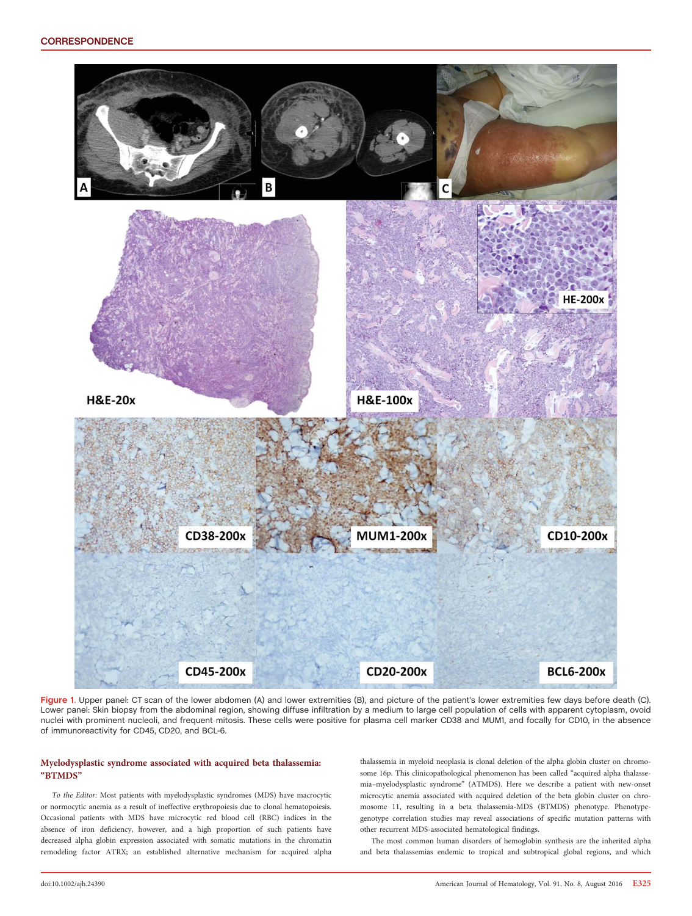Figure 1. Upper panel: CT scan of the lower abdomen (A) and lower extremities (B), and picture of the patient's lower extremities few days before death (C). Lower panel: Skin biopsy from the abdominal region, showing diffuse infiltration by a medium to large cell population of cells with apparent cytoplasm, ovoid nuclei with prominent nucleoli, and frequent mitosis. These cells were positive for plasma cell marker CD38 and MUM1, and focally for CD10, in the absence of immunoreactivity for CD45, CD20, and BCL-6.

## Myelodysplastic syndrome associated with acquired beta thalassemia: "BTMDS"

*To the Editor:* Most patients with myelodysplastic syndromes (MDS) have macrocytic or normocytic anemia as a result of ineffective erythropoiesis due to clonal hematopoiesis. Occasional patients with MDS have microcytic red blood cell (RBC) indices in the absence of iron deficiency, however, and a high proportion of such patients have decreased alpha globin expression associated with somatic mutations in the chromatin remodeling factor ATRX; an established alternative mechanism for acquired alpha thalassemia in myeloid neoplasia is clonal deletion of the alpha globin cluster on chromosome 16p. This clinicopathological phenomenon has been called "acquired alpha thalassemia–myelodysplastic syndrome" (ATMDS). Here we describe a patient with new-onset microcytic anemia associated with acquired deletion of the beta globin cluster on chromosome 11, resulting in a beta thalassemia-MDS (BTMDS) phenotype. Phenotype-genotype correlation studies may reveal associations of specific mutation patterns with other recurrent MDS-associated hematological findings.

The most common human disorders of hemoglobin synthesis are the inherited alpha and beta thalassemias endemic to tropical and subtropical global regions, and which